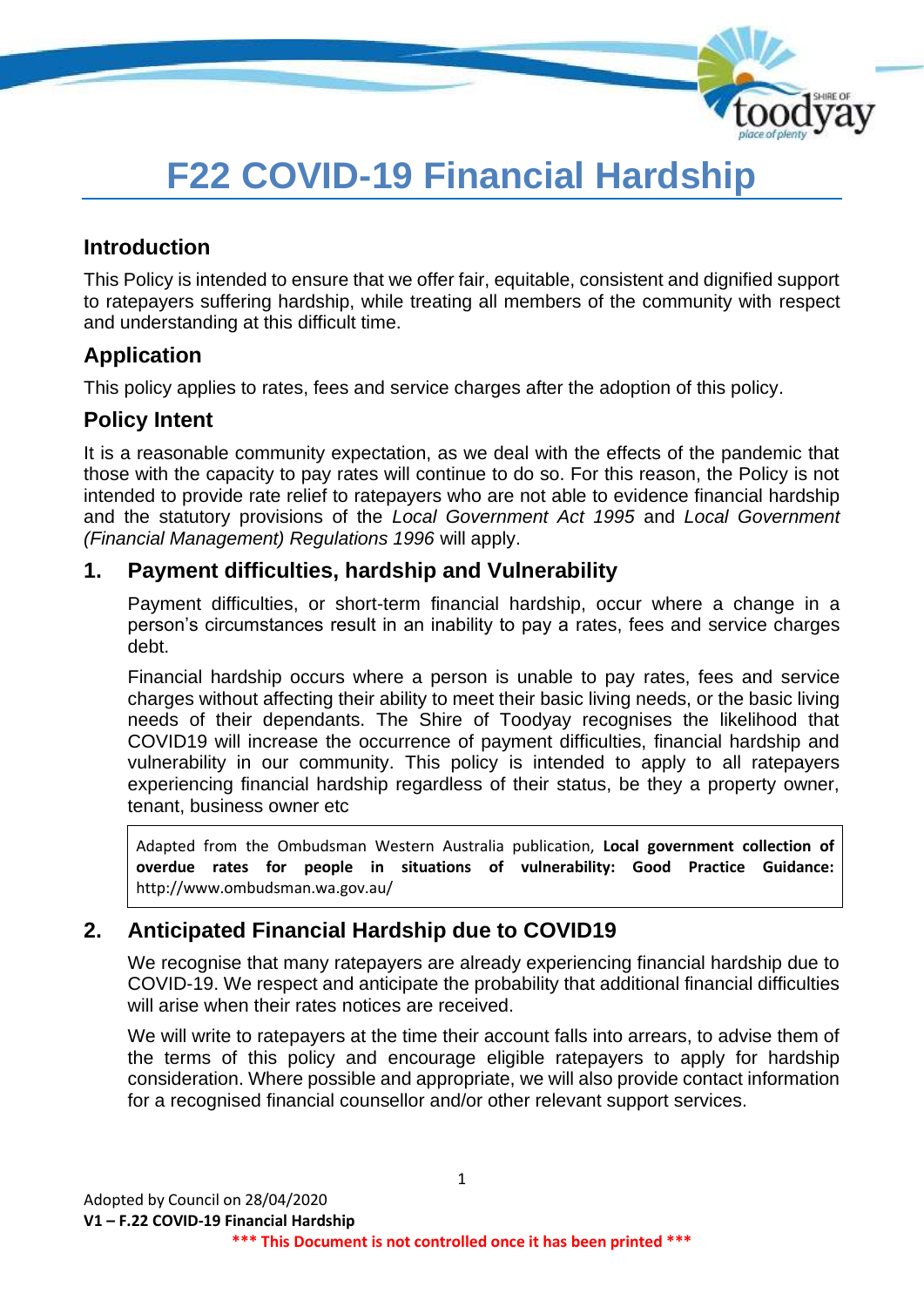# F22 COVID-19 Financial Hardship

## Introduction

This Policy is intended to ensure that we offer fair, equitable, consistent and dignified support to ratepayers suffering hardship, while treating all members of the community with respect and understanding at this difficult time.

## Application

This policy applies to rates, fees and service charges after the adoption of this policy.

## Policy Intent

It is a reasonable community expectation, as we deal with the effects of the pandemic that those with the capacity to pay rates will continue to do so. For this reason, the Policy is not intended to provide rate relief to ratepayers who are not able to evidence financial hardship and the statutory provisions of the *Local Government Act 1995* and *Local Government (Financial Management) Regulations 1996* will apply.

## 1. Payment difficulties, hardship and Vulnerability

Payment difficulties, or short-term financial hardship, occur where a change in a person's circumstances result in an inability to pay a rates, fees and service charges debt.

Financial hardship occurs where a person is unable to pay rates, fees and service charges without affecting their ability to meet their basic living needs, or the basic living needs of their dependants. The Shire of Toodyay recognises the likelihood that COVID19 will increase the occurrence of payment difficulties, financial hardship and vulnerability in our community. This policy is intended to apply to all ratepayers experiencing financial hardship regardless of their status, be they a property owner, tenant, business owner etc

> Adapted from the Ombudsman Western Australia publication, **Local government collection of overdue rates for people in situations of vulnerability: Good Practice Guidance:** http://www.ombudsman.wa.gov.au/

## 2. Anticipated Financial Hardship due to COVID19

We recognise that many ratepayers are already experiencing financial hardship due to COVID-19. We respect and anticipate the probability that additional financial difficulties will arise when their rates notices are received.

We will write to ratepayers at the time their account falls into arrears, to advise them of the terms of this policy and encourage eligible ratepayers to apply for hardship consideration. Where possible and appropriate, we will also provide contact information for a recognised financial counsellor and/or other relevant support services.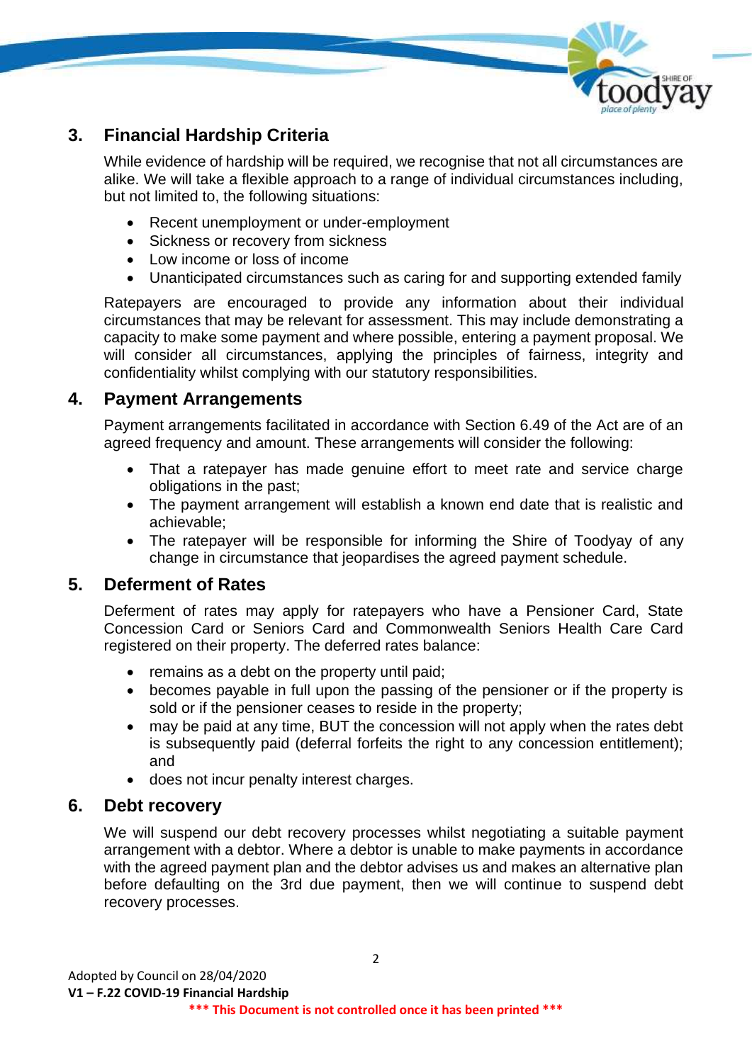## 3. Financial Hardship Criteria

While evidence of hardship will be required, we recognise that not all circumstances are alike. We will take a flexible approach to a range of individual circumstances including, but not limited to, the following situations:

- Recent unemployment or under-employment
- Sickness or recovery from sickness
- Low income or loss of income
- Unanticipated circumstances such as caring for and supporting extended family

Ratepayers are encouraged to provide any information about their individual circumstances that may be relevant for assessment. This may include demonstrating a capacity to make some payment and where possible, entering a payment proposal. We will consider all circumstances, applying the principles of fairness, integrity and confidentiality whilst complying with our statutory responsibilities.

## 4. Payment Arrangements

Payment arrangements facilitated in accordance with Section 6.49 of the Act are of an agreed frequency and amount. These arrangements will consider the following:

- That a ratepayer has made genuine effort to meet rate and service charge obligations in the past;
- The payment arrangement will establish a known end date that is realistic and achievable;
- The ratepayer will be responsible for informing the Shire of Toodyay of any change in circumstance that jeopardises the agreed payment schedule.

## 5. Deferment of Rates

Deferment of rates may apply for ratepayers who have a Pensioner Card, State Concession Card or Seniors Card and Commonwealth Seniors Health Care Card registered on their property. The deferred rates balance:

- remains as a debt on the property until paid;
- becomes payable in full upon the passing of the pensioner or if the property is sold or if the pensioner ceases to reside in the property;
- may be paid at any time, BUT the concession will not apply when the rates debt is subsequently paid (deferral forfeits the right to any concession entitlement); and
- does not incur penalty interest charges.

## 6. Debt recovery

We will suspend our debt recovery processes whilst negotiating a suitable payment arrangement with a debtor. Where a debtor is unable to make payments in accordance with the agreed payment plan and the debtor advises us and makes an alternative plan before defaulting on the 3rd due payment, then we will continue to suspend debt recovery processes.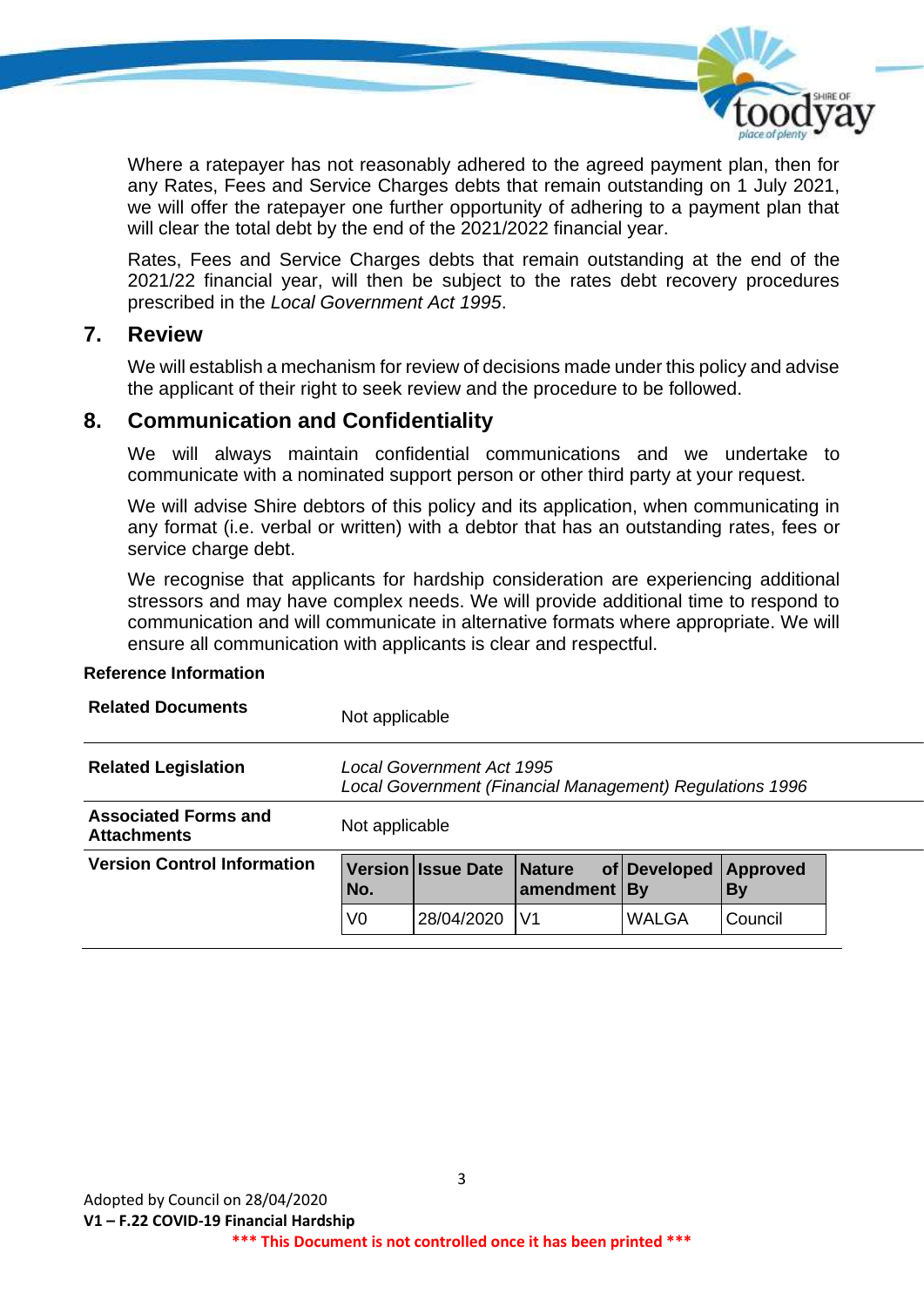Where a ratepayer has not reasonably adhered to the agreed payment plan, then for any Rates, Fees and Service Charges debts that remain outstanding on 1 July 2021, we will offer the ratepayer one further opportunity of adhering to a payment plan that will clear the total debt by the end of the 2021/2022 financial year.

Rates, Fees and Service Charges debts that remain outstanding at the end of the 2021/22 financial year, will then be subject to the rates debt recovery procedures prescribed in the *Local Government Act 1995*.

## 7. Review

We will establish a mechanism for review of decisions made under this policy and advise the applicant of their right to seek review and the procedure to be followed.

## 8. Communication and Confidentiality

We will always maintain confidential communications and we undertake to communicate with a nominated support person or other third party at your request.

We will advise Shire debtors of this policy and its application, when communicating in any format (i.e. verbal or written) with a debtor that has an outstanding rates, fees or service charge debt.

We recognise that applicants for hardship consideration are experiencing additional stressors and may have complex needs. We will provide additional time to respond to communication and will communicate in alternative formats where appropriate. We will ensure all communication with applicants is clear and respectful.

**Reference Information**

| | |
|---|---|
| **Related Documents** | Not applicable |
| **Related Legislation** | *Local Government Act 1995*<br>*Local Government (Financial Management) Regulations 1996* |
| **Associated Forms and Attachments** | Not applicable |
| **Version Control Information** | see table below |

| Version No. | Issue Date | Nature of amendment | Developed By | Approved By |
|---|---|---|---|---|
| V0 | 28/04/2020 | V1 | WALGA | Council |

Adopted by Council on 28/04/2020

**V1 – F.22 COVID-19 Financial Hardship**

**\*\*\* This Document is not controlled once it has been printed \*\*\***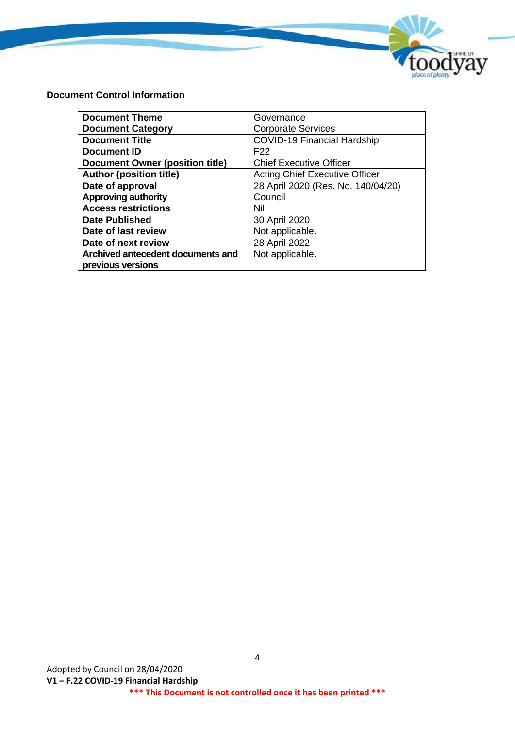**Document Control Information**

| | |
|---|---|
| **Document Theme** | Governance |
| **Document Category** | Corporate Services |
| **Document Title** | COVID-19 Financial Hardship |
| **Document ID** | F22 |
| **Document Owner (position title)** | Chief Executive Officer |
| **Author (position title)** | Acting Chief Executive Officer |
| **Date of approval** | 28 April 2020 (Res. No. 140/04/20) |
| **Approving authority** | Council |
| **Access restrictions** | Nil |
| **Date Published** | 30 April 2020 |
| **Date of last review** | Not applicable. |
| **Date of next review** | 28 April 2022 |
| **Archived antecedent documents and previous versions** | Not applicable. |